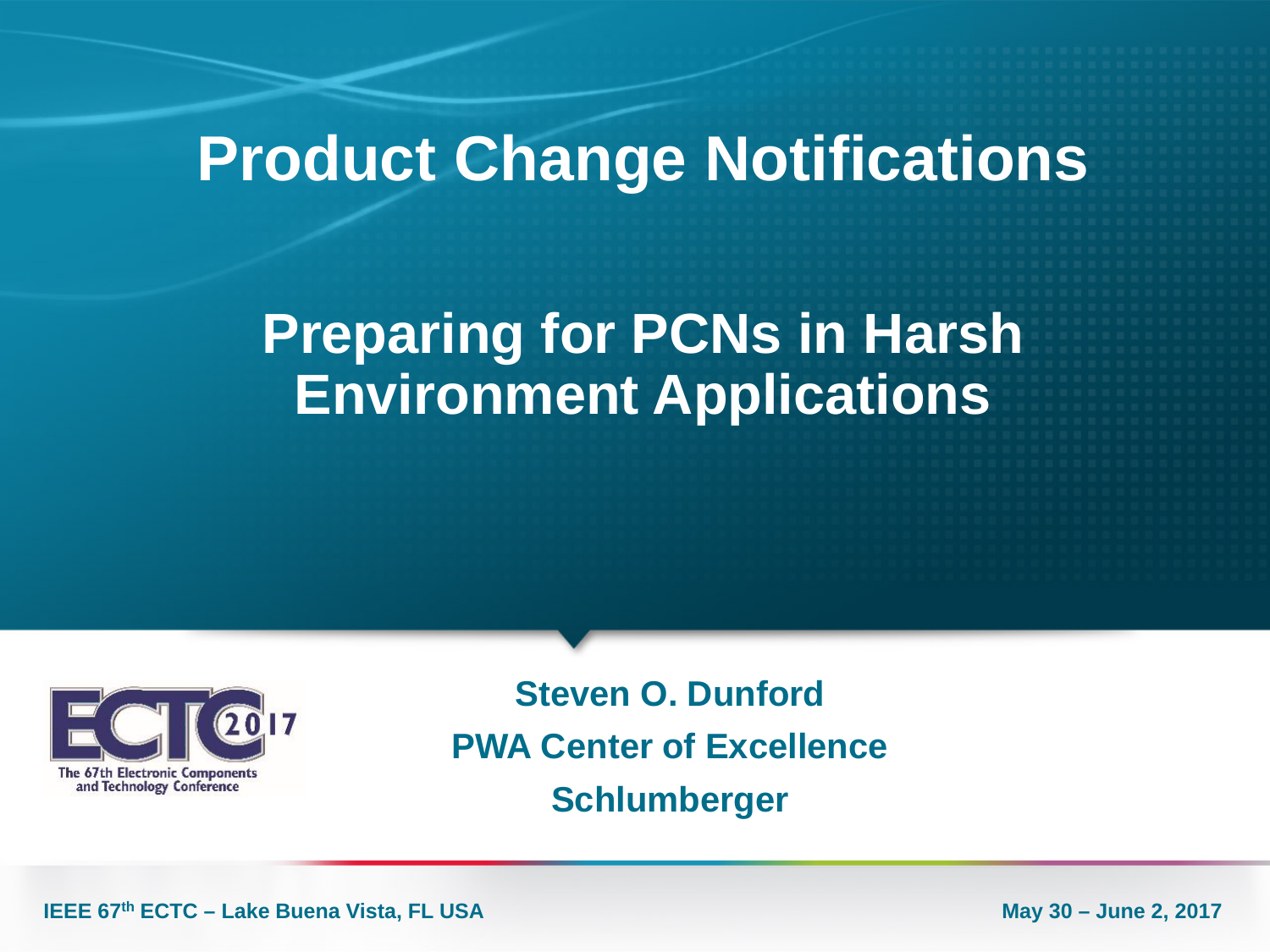# Product Change Notifications

## Preparing for PCNs in Harsh Environment Applications

The 67th Electronic Components and Technology Conference

**Steven O. Dunford**
**PWA Center of Excellence**
**Schlumberger**

IEEE 67th ECTC – Lake Buena Vista, FL USA

May 30 – June 2, 2017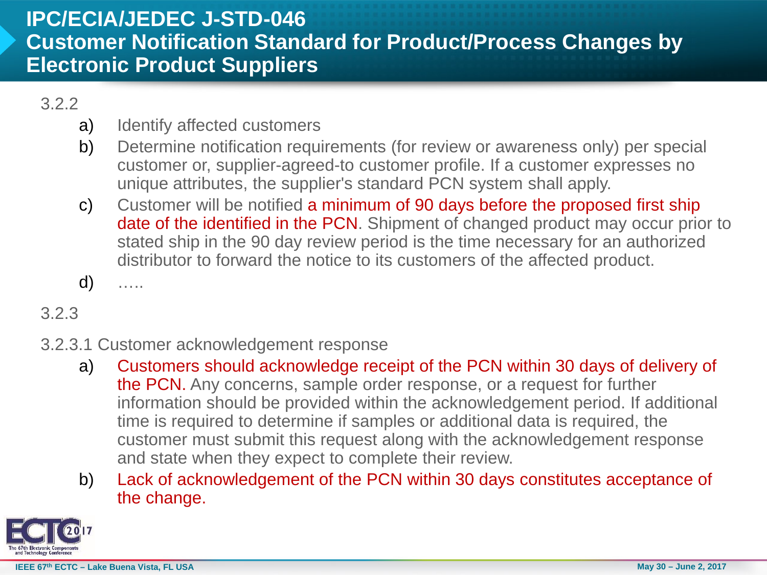# IPC/ECIA/JEDEC J-STD-046
## Customer Notification Standard for Product/Process Changes by Electronic Product Suppliers

3.2.2

a) Identify affected customers

b) Determine notification requirements (for review or awareness only) per special customer or, supplier-agreed-to customer profile. If a customer expresses no unique attributes, the supplier's standard PCN system shall apply.

c) Customer will be notified a minimum of 90 days before the proposed first ship date of the identified in the PCN. Shipment of changed product may occur prior to stated ship in the 90 day review period is the time necessary for an authorized distributor to forward the notice to its customers of the affected product.

d) …..

3.2.3

3.2.3.1 Customer acknowledgement response

a) Customers should acknowledge receipt of the PCN within 30 days of delivery of the PCN. Any concerns, sample order response, or a request for further information should be provided within the acknowledgement period. If additional time is required to determine if samples or additional data is required, the customer must submit this request along with the acknowledgement response and state when they expect to complete their review.

b) Lack of acknowledgement of the PCN within 30 days constitutes acceptance of the change.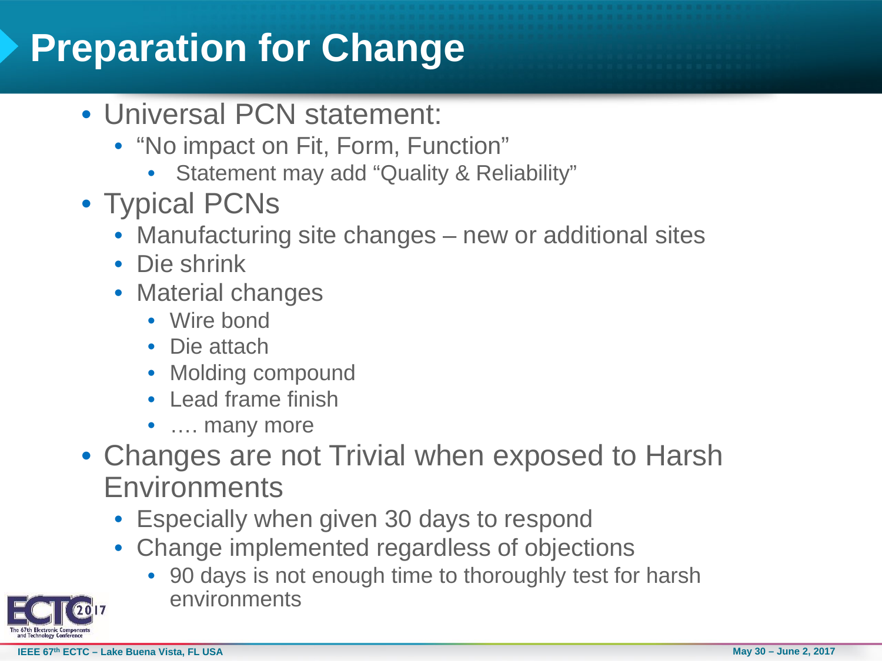# Preparation for Change

- Universal PCN statement:
  - “No impact on Fit, Form, Function”
    - Statement may add “Quality & Reliability”
- Typical PCNs
  - Manufacturing site changes – new or additional sites
  - Die shrink
  - Material changes
    - Wire bond
    - Die attach
    - Molding compound
    - Lead frame finish
    - …. many more
- Changes are not Trivial when exposed to Harsh Environments
  - Especially when given 30 days to respond
  - Change implemented regardless of objections
    - 90 days is not enough time to thoroughly test for harsh environments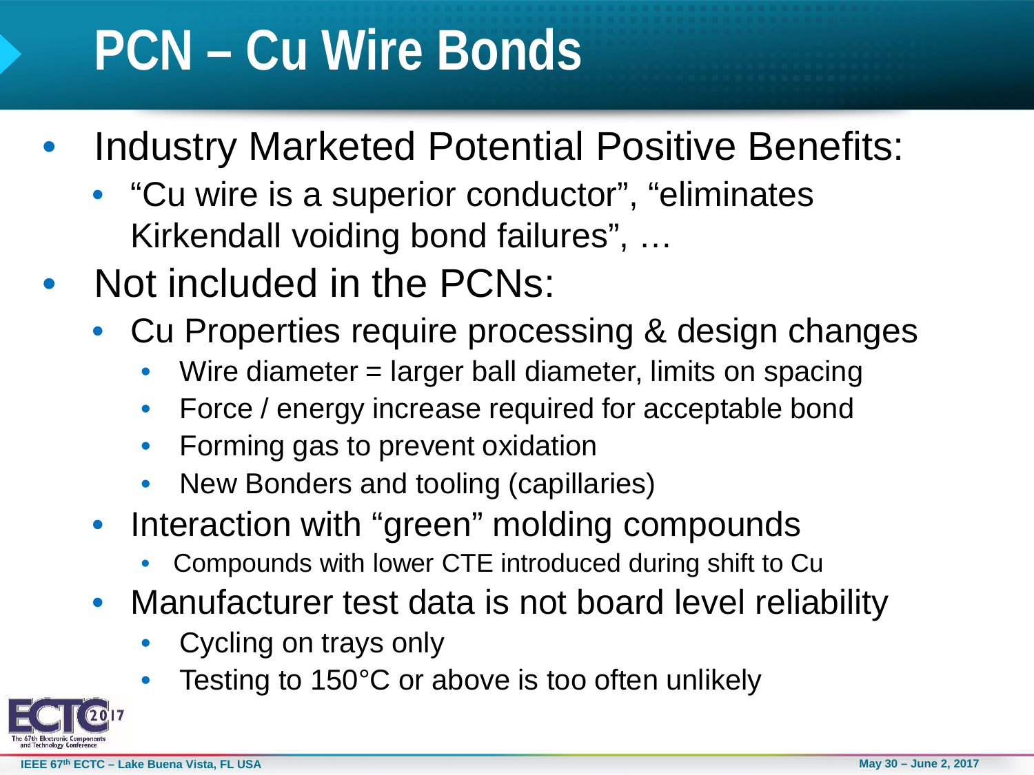# PCN – Cu Wire Bonds

- Industry Marketed Potential Positive Benefits:
  - "Cu wire is a superior conductor", "eliminates Kirkendall voiding bond failures", …
- Not included in the PCNs:
  - Cu Properties require processing & design changes
    - Wire diameter = larger ball diameter, limits on spacing
    - Force / energy increase required for acceptable bond
    - Forming gas to prevent oxidation
    - New Bonders and tooling (capillaries)
  - Interaction with "green" molding compounds
    - Compounds with lower CTE introduced during shift to Cu
  - Manufacturer test data is not board level reliability
    - Cycling on trays only
    - Testing to 150°C or above is too often unlikely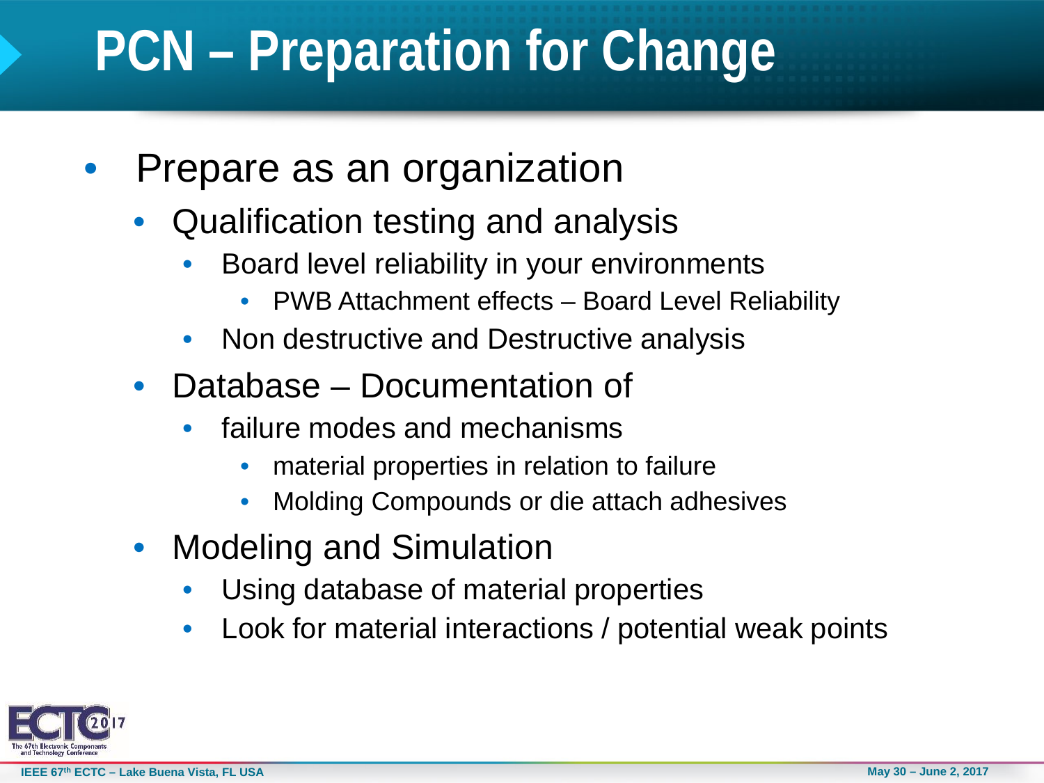# PCN – Preparation for Change

- Prepare as an organization
  - Qualification testing and analysis
    - Board level reliability in your environments
      - PWB Attachment effects – Board Level Reliability
    - Non destructive and Destructive analysis
  - Database – Documentation of
    - failure modes and mechanisms
      - material properties in relation to failure
      - Molding Compounds or die attach adhesives
  - Modeling and Simulation
    - Using database of material properties
    - Look for material interactions / potential weak points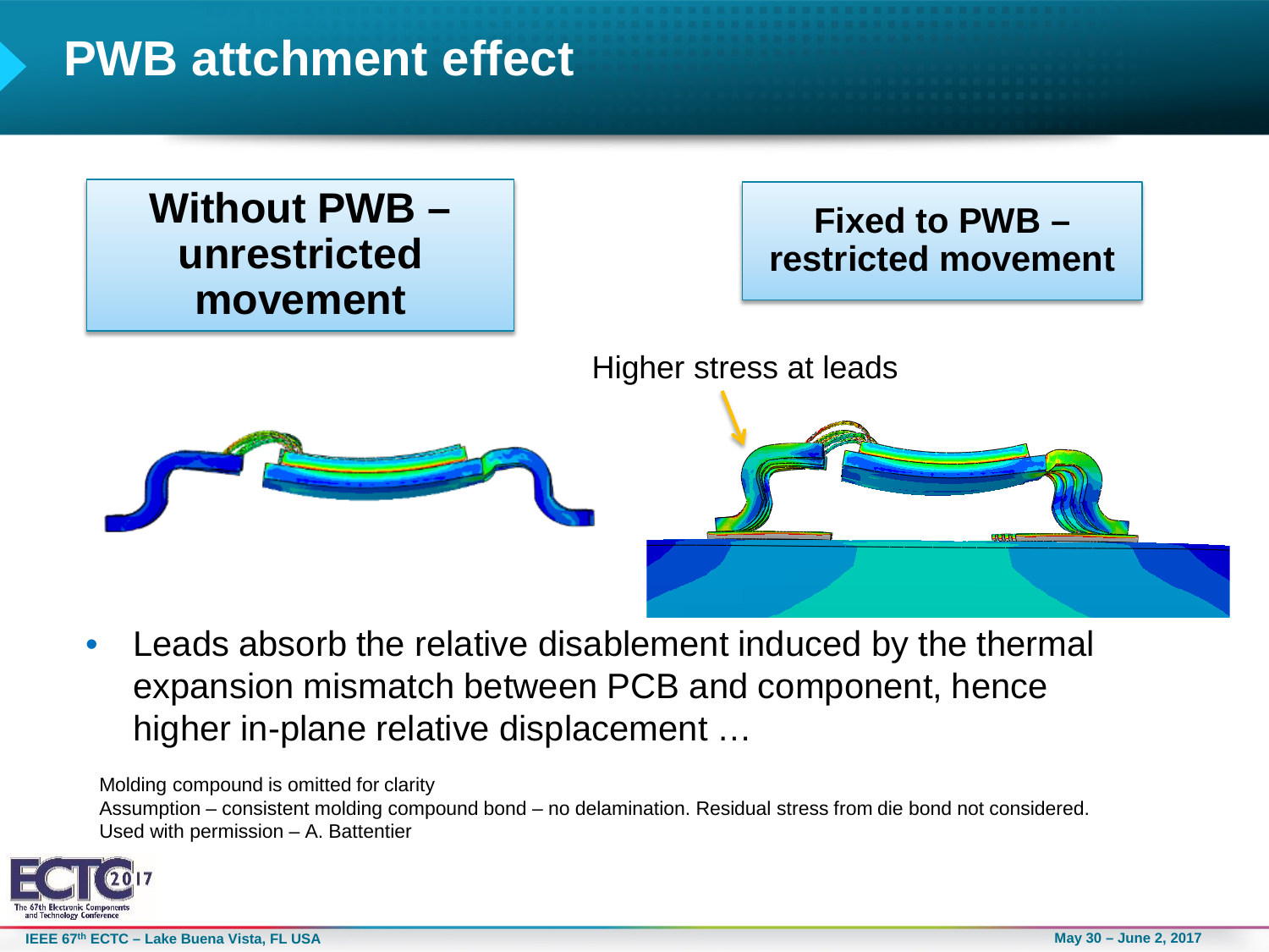# PWB attchment effect

**Without PWB – unrestricted movement**

**Fixed to PWB – restricted movement**

Higher stress at leads

- Leads absorb the relative disablement induced by the thermal expansion mismatch between PCB and component, hence higher in-plane relative displacement …

Molding compound is omitted for clarity
Assumption – consistent molding compound bond – no delamination. Residual stress from die bond not considered.
Used with permission – A. Battentier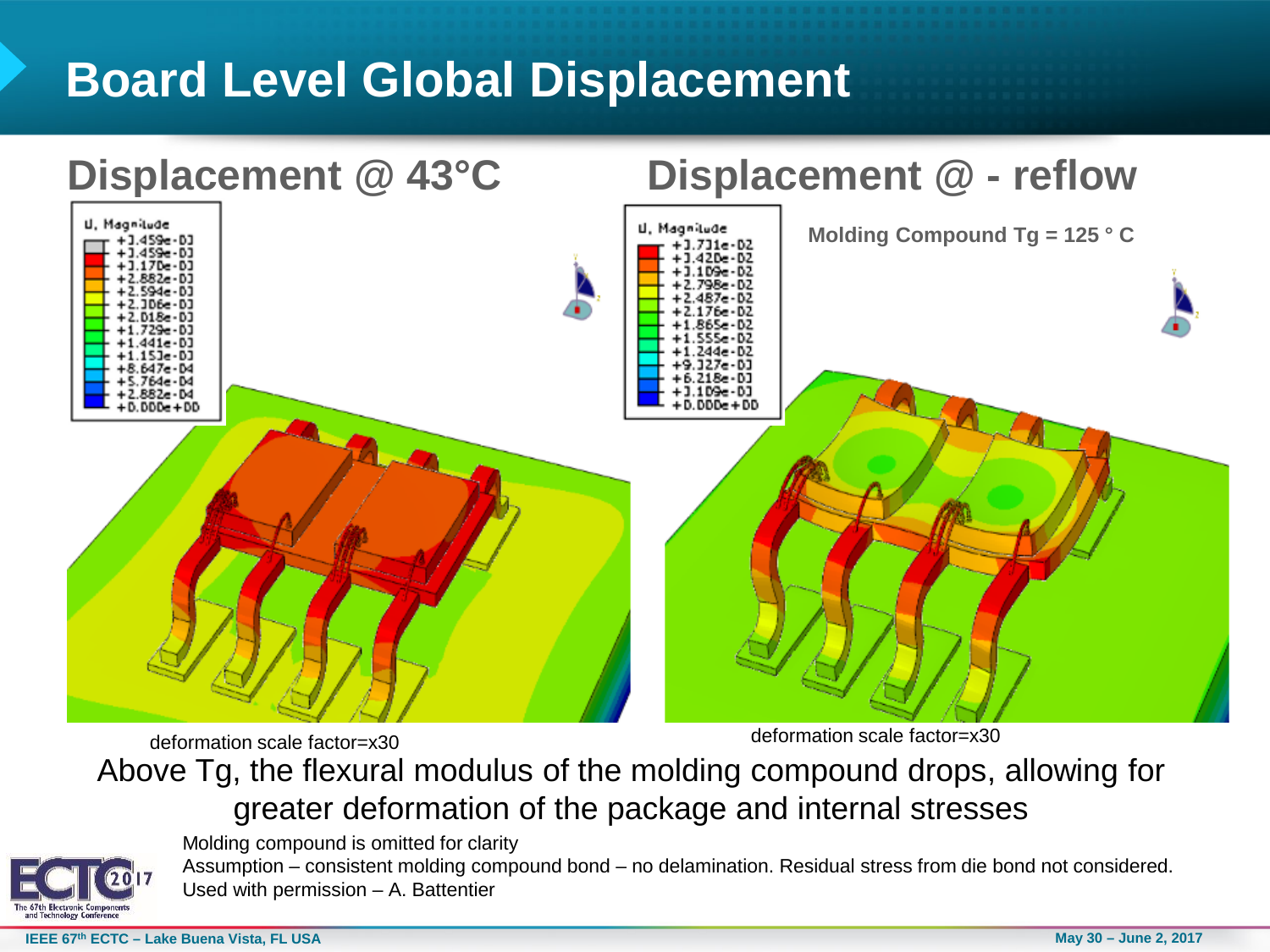# Board Level Global Displacement

## Displacement @ 43°C

U, Magnitude

- +3.459e-03
- +3.459e-03
- +3.170e-03
- +2.882e-03
- +2.594e-03
- +2.306e-03
- +2.018e-03
- +1.729e-03
- +1.441e-03
- +1.153e-03
- +8.647e-04
- +5.764e-04
- +2.882e-04
- +0.000e+00

deformation scale factor=x30

## Displacement @ - reflow

Molding Compound Tg = 125 ° C

U, Magnitude

- +3.731e-02
- +3.420e-02
- +3.109e-02
- +2.798e-02
- +2.487e-02
- +2.176e-02
- +1.865e-02
- +1.555e-02
- +1.244e-02
- +9.327e-03
- +6.218e-03
- +3.109e-03
- +0.000e+00

deformation scale factor=x30

Above Tg, the flexural modulus of the molding compound drops, allowing for greater deformation of the package and internal stresses

Molding compound is omitted for clarity

Assumption – consistent molding compound bond – no delamination. Residual stress from die bond not considered.

Used with permission – A. Battentier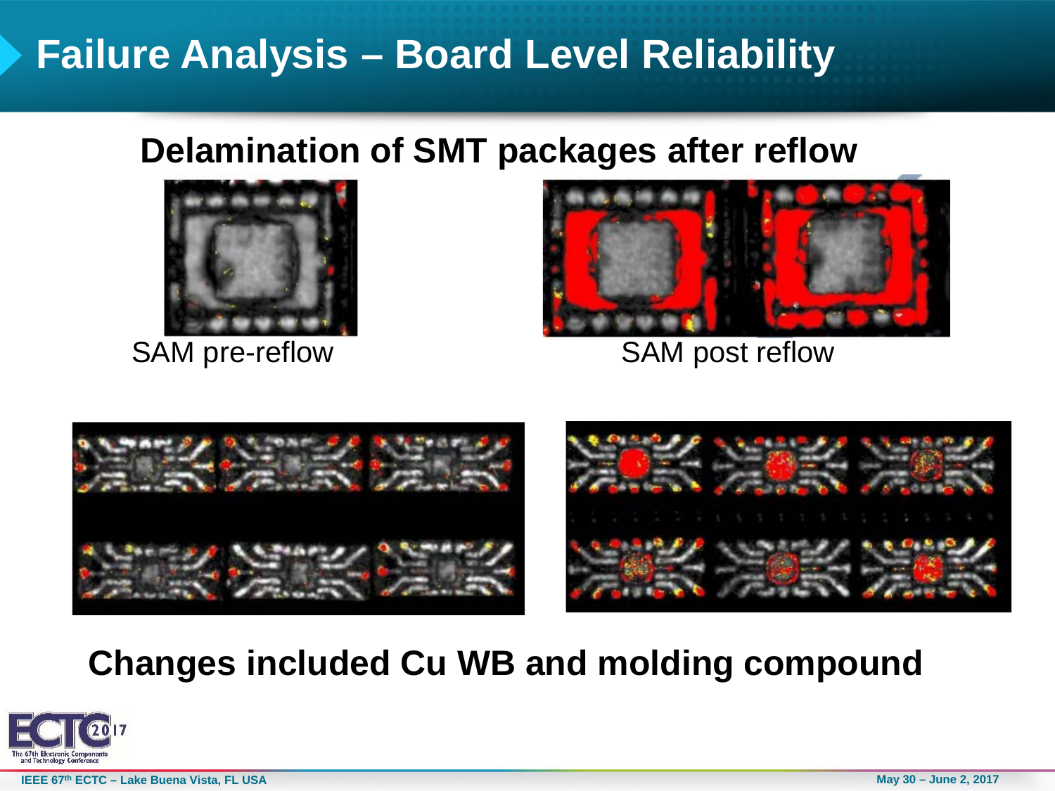# Failure Analysis – Board Level Reliability

## Delamination of SMT packages after reflow

SAM pre-reflow

SAM post reflow

**Changes included Cu WB and molding compound**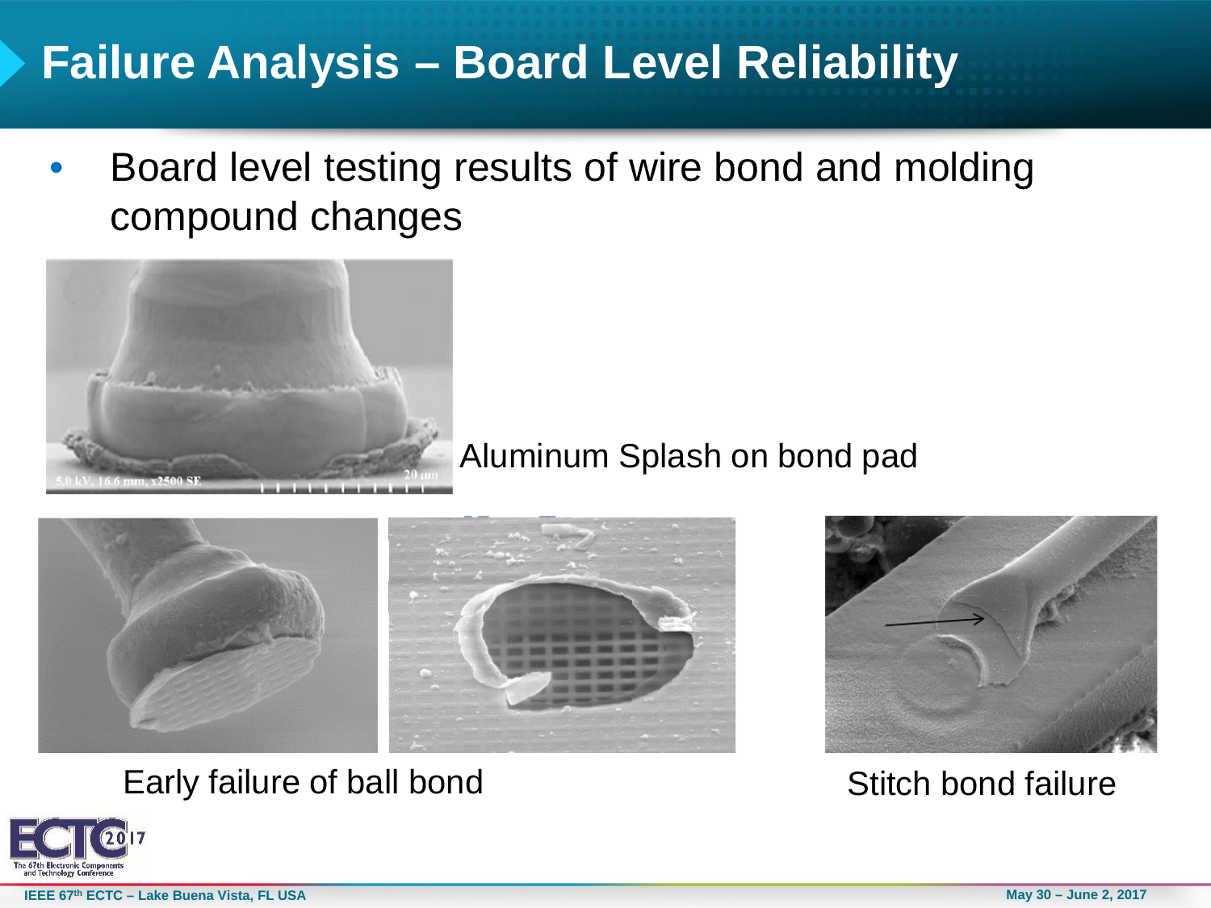# Failure Analysis – Board Level Reliability

- Board level testing results of wire bond and molding compound changes

Aluminum Splash on bond pad

Early failure of ball bond

Stitch bond failure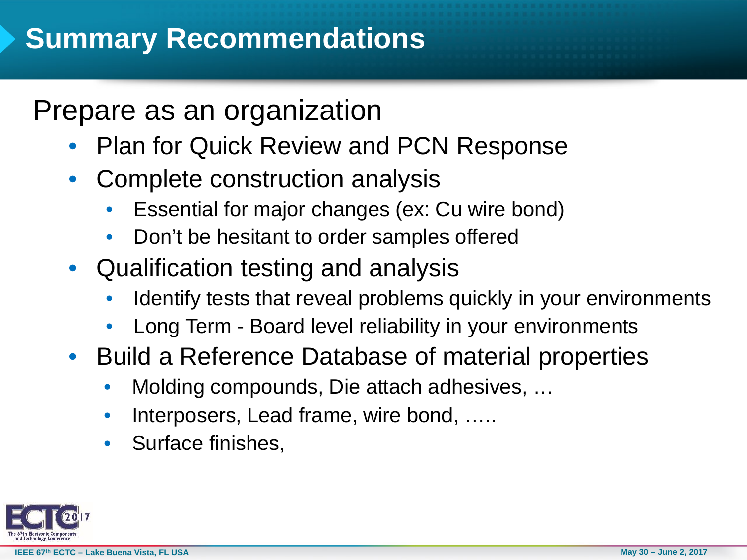# Summary Recommendations

## Prepare as an organization

- Plan for Quick Review and PCN Response
- Complete construction analysis
  - Essential for major changes (ex: Cu wire bond)
  - Don't be hesitant to order samples offered
- Qualification testing and analysis
  - Identify tests that reveal problems quickly in your environments
  - Long Term - Board level reliability in your environments
- Build a Reference Database of material properties
  - Molding compounds, Die attach adhesives, …
  - Interposers, Lead frame, wire bond, …..
  - Surface finishes,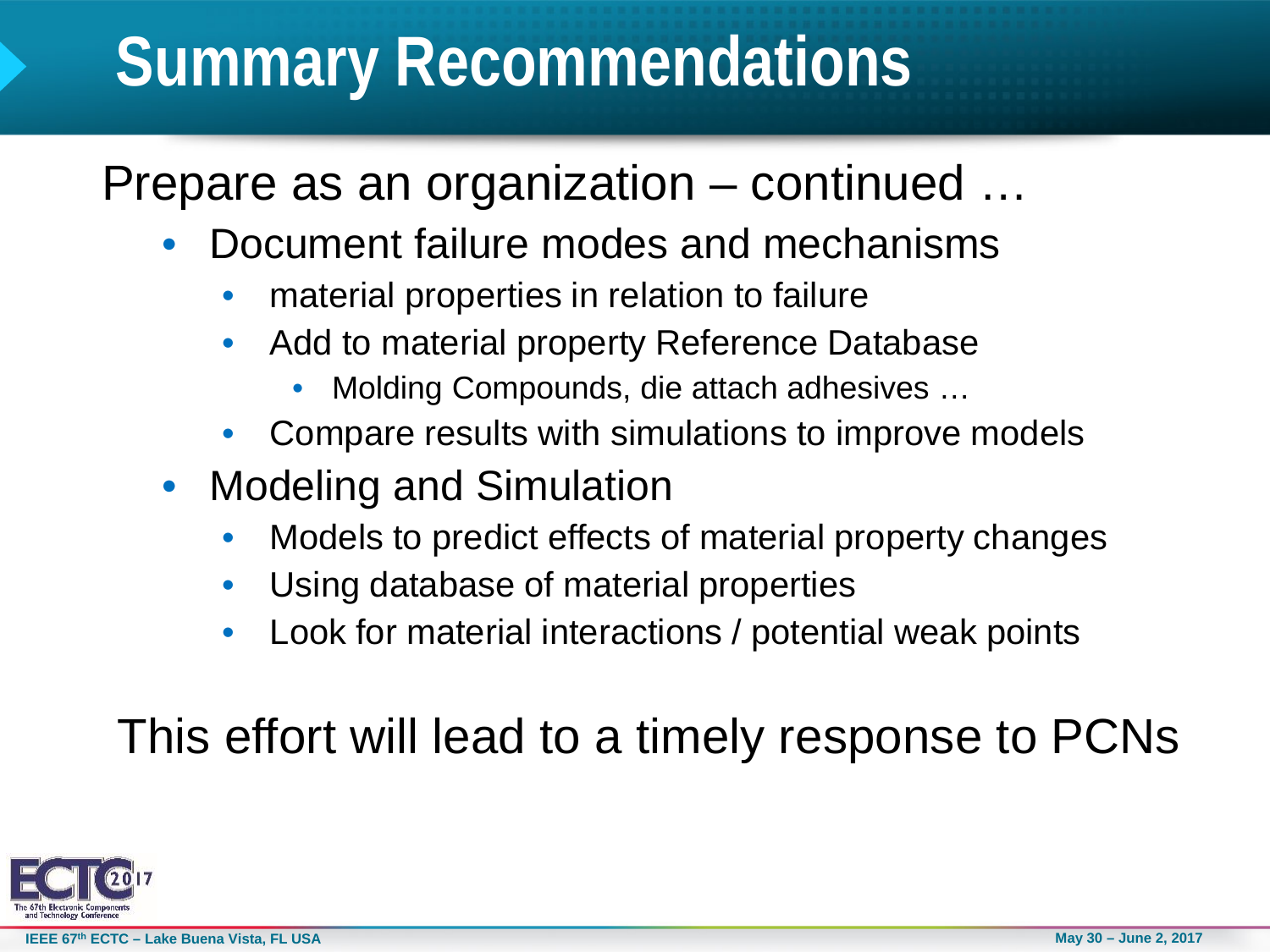# Summary Recommendations

Prepare as an organization – continued …

- Document failure modes and mechanisms
  - material properties in relation to failure
  - Add to material property Reference Database
    - Molding Compounds, die attach adhesives …
  - Compare results with simulations to improve models
- Modeling and Simulation
  - Models to predict effects of material property changes
  - Using database of material properties
  - Look for material interactions / potential weak points

This effort will lead to a timely response to PCNs